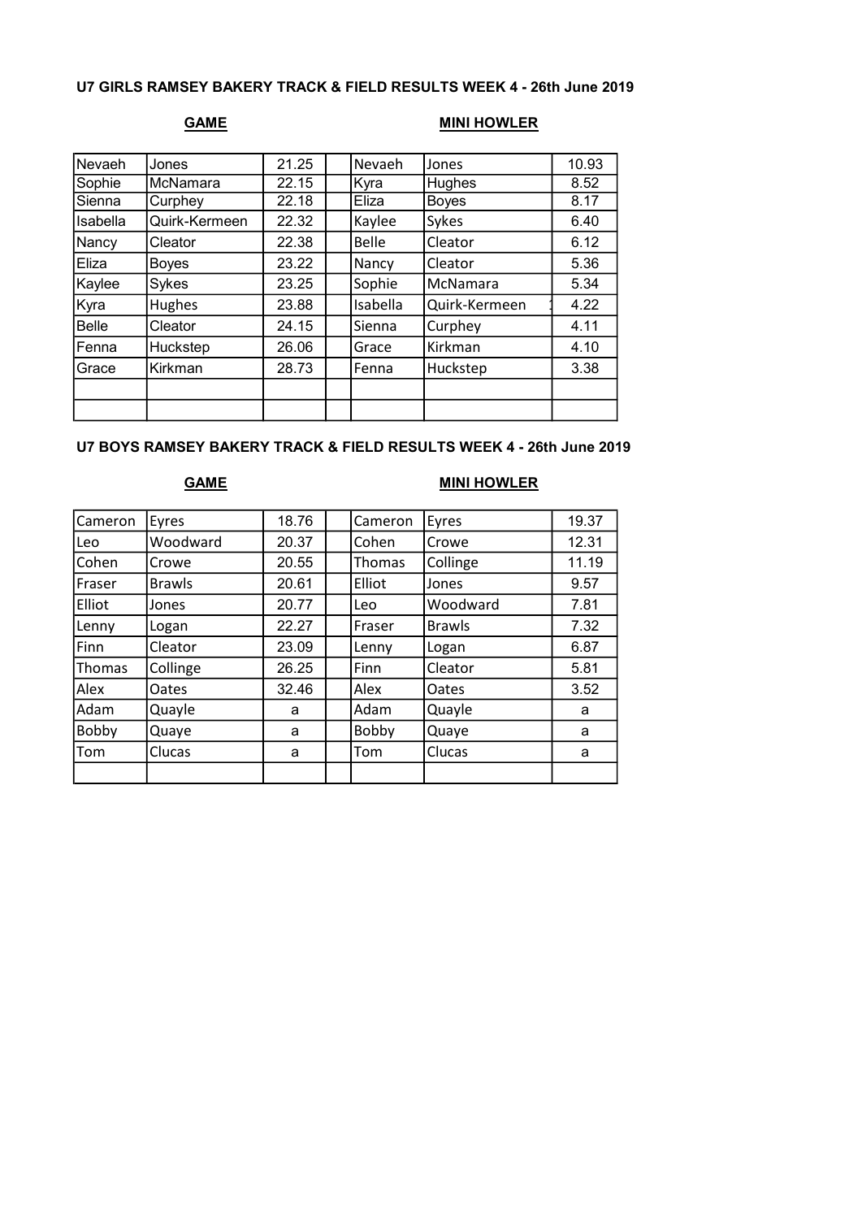### U7 GIRLS RAMSEY BAKERY TRACK & FIELD RESULTS WEEK 4 - 26th June 2019

| GAME | | | | MINI HOWLER | | |
|---|---|---|---|---|---|---|
| Nevaeh | Jones | 21.25 | | Nevaeh | Jones | 10.93 |
| Sophie | McNamara | 22.15 | | Kyra | Hughes | 8.52 |
| Sienna | Curphey | 22.18 | | Eliza | Boyes | 8.17 |
| Isabella | Quirk-Kermeen | 22.32 | | Kaylee | Sykes | 6.40 |
| Nancy | Cleator | 22.38 | | Belle | Cleator | 6.12 |
| Eliza | Boyes | 23.22 | | Nancy | Cleator | 5.36 |
| Kaylee | Sykes | 23.25 | | Sophie | McNamara | 5.34 |
| Kyra | Hughes | 23.88 | | Isabella | Quirk-Kermeen | 4.22 |
| Belle | Cleator | 24.15 | | Sienna | Curphey | 4.11 |
| Fenna | Huckstep | 26.06 | | Grace | Kirkman | 4.10 |
| Grace | Kirkman | 28.73 | | Fenna | Huckstep | 3.38 |
| | | | | | | |
| | | | | | | |

### U7 BOYS RAMSEY BAKERY TRACK & FIELD RESULTS WEEK 4 - 26th June 2019

| GAME | | | | MINI HOWLER | | |
|---|---|---|---|---|---|---|
| Cameron | Eyres | 18.76 | | Cameron | Eyres | 19.37 |
| Leo | Woodward | 20.37 | | Cohen | Crowe | 12.31 |
| Cohen | Crowe | 20.55 | | Thomas | Collinge | 11.19 |
| Fraser | Brawls | 20.61 | | Elliot | Jones | 9.57 |
| Elliot | Jones | 20.77 | | Leo | Woodward | 7.81 |
| Lenny | Logan | 22.27 | | Fraser | Brawls | 7.32 |
| Finn | Cleator | 23.09 | | Lenny | Logan | 6.87 |
| Thomas | Collinge | 26.25 | | Finn | Cleator | 5.81 |
| Alex | Oates | 32.46 | | Alex | Oates | 3.52 |
| Adam | Quayle | a | | Adam | Quayle | a |
| Bobby | Quaye | a | | Bobby | Quaye | a |
| Tom | Clucas | a | | Tom | Clucas | a |
| | | | | | | |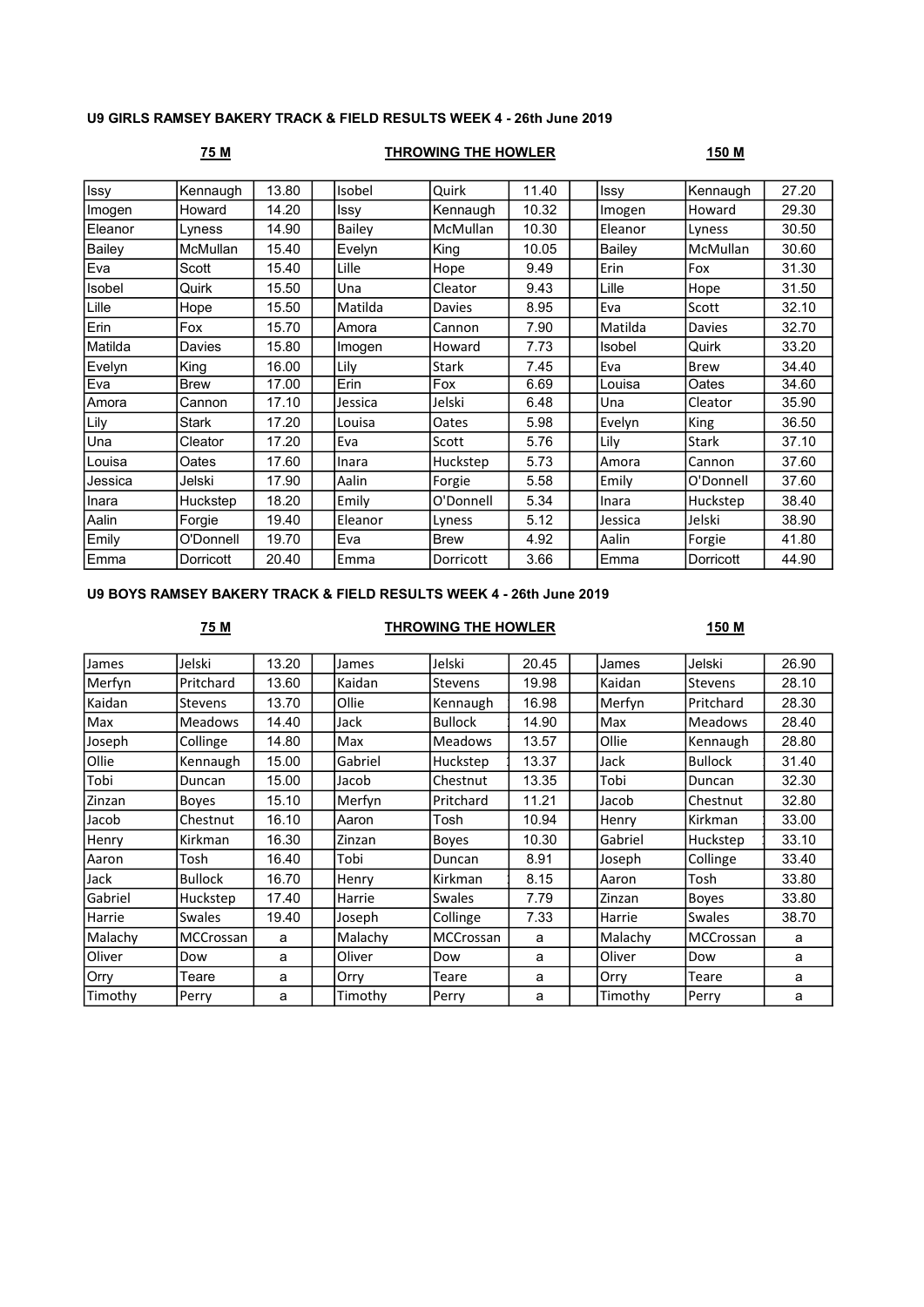**U9 GIRLS RAMSEY BAKERY TRACK & FIELD RESULTS WEEK 4 - 26th June 2019**

| 75 M | | | | THROWING THE HOWLER | | | | 150 M | | |
|---|---|---|---|---|---|---|---|---|---|---|
| Issy | Kennaugh | 13.80 | | Isobel | Quirk | 11.40 | | Issy | Kennaugh | 27.20 |
| Imogen | Howard | 14.20 | | Issy | Kennaugh | 10.32 | | Imogen | Howard | 29.30 |
| Eleanor | Lyness | 14.90 | | Bailey | McMullan | 10.30 | | Eleanor | Lyness | 30.50 |
| Bailey | McMullan | 15.40 | | Evelyn | King | 10.05 | | Bailey | McMullan | 30.60 |
| Eva | Scott | 15.40 | | Lille | Hope | 9.49 | | Erin | Fox | 31.30 |
| Isobel | Quirk | 15.50 | | Una | Cleator | 9.43 | | Lille | Hope | 31.50 |
| Lille | Hope | 15.50 | | Matilda | Davies | 8.95 | | Eva | Scott | 32.10 |
| Erin | Fox | 15.70 | | Amora | Cannon | 7.90 | | Matilda | Davies | 32.70 |
| Matilda | Davies | 15.80 | | Imogen | Howard | 7.73 | | Isobel | Quirk | 33.20 |
| Evelyn | King | 16.00 | | Lily | Stark | 7.45 | | Eva | Brew | 34.40 |
| Eva | Brew | 17.00 | | Erin | Fox | 6.69 | | Louisa | Oates | 34.60 |
| Amora | Cannon | 17.10 | | Jessica | Jelski | 6.48 | | Una | Cleator | 35.90 |
| Lily | Stark | 17.20 | | Louisa | Oates | 5.98 | | Evelyn | King | 36.50 |
| Una | Cleator | 17.20 | | Eva | Scott | 5.76 | | Lily | Stark | 37.10 |
| Louisa | Oates | 17.60 | | Inara | Huckstep | 5.73 | | Amora | Cannon | 37.60 |
| Jessica | Jelski | 17.90 | | Aalin | Forgie | 5.58 | | Emily | O'Donnell | 37.60 |
| Inara | Huckstep | 18.20 | | Emily | O'Donnell | 5.34 | | Inara | Huckstep | 38.40 |
| Aalin | Forgie | 19.40 | | Eleanor | Lyness | 5.12 | | Jessica | Jelski | 38.90 |
| Emily | O'Donnell | 19.70 | | Eva | Brew | 4.92 | | Aalin | Forgie | 41.80 |
| Emma | Dorricott | 20.40 | | Emma | Dorricott | 3.66 | | Emma | Dorricott | 44.90 |

**U9 BOYS RAMSEY BAKERY TRACK & FIELD RESULTS WEEK 4 - 26th June 2019**

| 75 M | | | | THROWING THE HOWLER | | | | 150 M | | |
|---|---|---|---|---|---|---|---|---|---|---|
| James | Jelski | 13.20 | | James | Jelski | 20.45 | | James | Jelski | 26.90 |
| Merfyn | Pritchard | 13.60 | | Kaidan | Stevens | 19.98 | | Kaidan | Stevens | 28.10 |
| Kaidan | Stevens | 13.70 | | Ollie | Kennaugh | 16.98 | | Merfyn | Pritchard | 28.30 |
| Max | Meadows | 14.40 | | Jack | Bullock | 14.90 | | Max | Meadows | 28.40 |
| Joseph | Collinge | 14.80 | | Max | Meadows | 13.57 | | Ollie | Kennaugh | 28.80 |
| Ollie | Kennaugh | 15.00 | | Gabriel | Huckstep | 13.37 | | Jack | Bullock | 31.40 |
| Tobi | Duncan | 15.00 | | Jacob | Chestnut | 13.35 | | Tobi | Duncan | 32.30 |
| Zinzan | Boyes | 15.10 | | Merfyn | Pritchard | 11.21 | | Jacob | Chestnut | 32.80 |
| Jacob | Chestnut | 16.10 | | Aaron | Tosh | 10.94 | | Henry | Kirkman | 33.00 |
| Henry | Kirkman | 16.30 | | Zinzan | Boyes | 10.30 | | Gabriel | Huckstep | 33.10 |
| Aaron | Tosh | 16.40 | | Tobi | Duncan | 8.91 | | Joseph | Collinge | 33.40 |
| Jack | Bullock | 16.70 | | Henry | Kirkman | 8.15 | | Aaron | Tosh | 33.80 |
| Gabriel | Huckstep | 17.40 | | Harrie | Swales | 7.79 | | Zinzan | Boyes | 33.80 |
| Harrie | Swales | 19.40 | | Joseph | Collinge | 7.33 | | Harrie | Swales | 38.70 |
| Malachy | MCCrossan | a | | Malachy | MCCrossan | a | | Malachy | MCCrossan | a |
| Oliver | Dow | a | | Oliver | Dow | a | | Oliver | Dow | a |
| Orry | Teare | a | | Orry | Teare | a | | Orry | Teare | a |
| Timothy | Perry | a | | Timothy | Perry | a | | Timothy | Perry | a |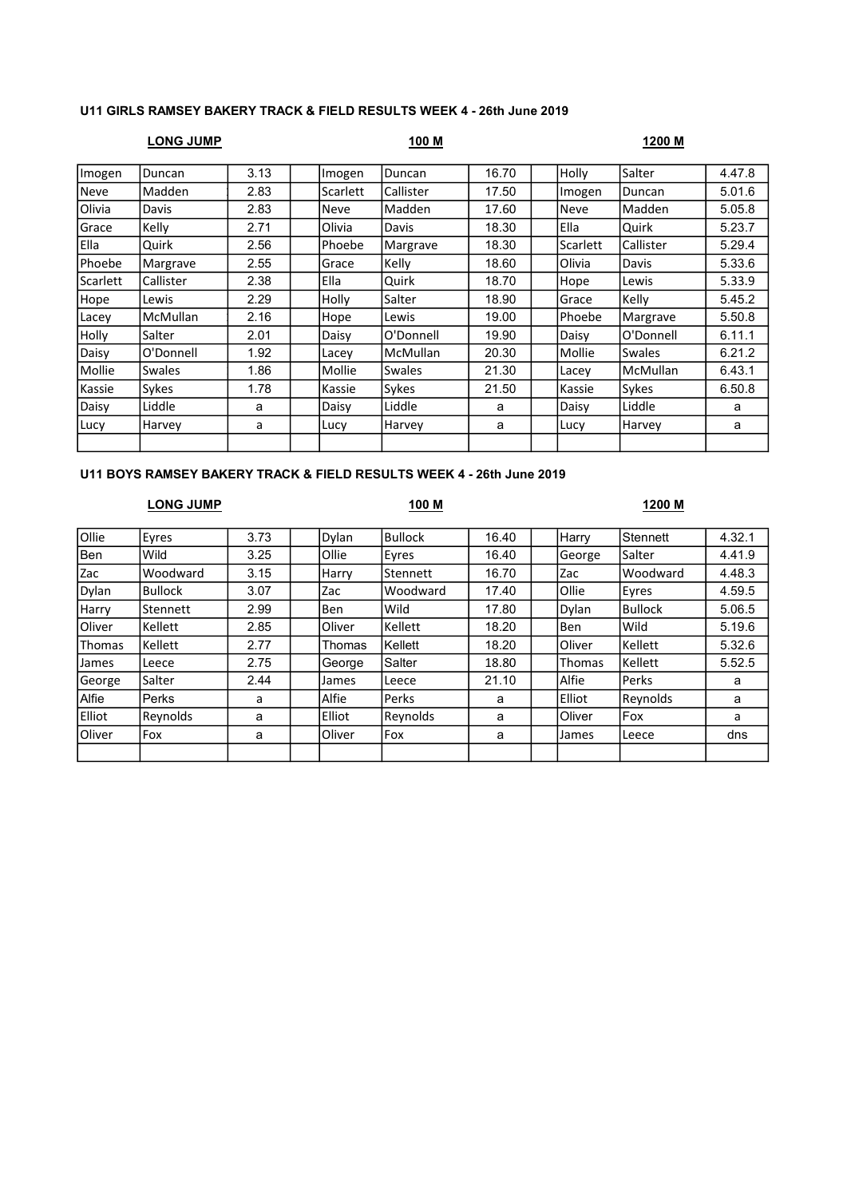### U11 GIRLS RAMSEY BAKERY TRACK & FIELD RESULTS WEEK 4 - 26th June 2019

| LONG JUMP | | | | 100 M | | | | 1200 M | | |
|---|---|---|---|---|---|---|---|---|---|---|
| Imogen | Duncan | 3.13 | | Imogen | Duncan | 16.70 | | Holly | Salter | 4.47.8 |
| Neve | Madden | 2.83 | | Scarlett | Callister | 17.50 | | Imogen | Duncan | 5.01.6 |
| Olivia | Davis | 2.83 | | Neve | Madden | 17.60 | | Neve | Madden | 5.05.8 |
| Grace | Kelly | 2.71 | | Olivia | Davis | 18.30 | | Ella | Quirk | 5.23.7 |
| Ella | Quirk | 2.56 | | Phoebe | Margrave | 18.30 | | Scarlett | Callister | 5.29.4 |
| Phoebe | Margrave | 2.55 | | Grace | Kelly | 18.60 | | Olivia | Davis | 5.33.6 |
| Scarlett | Callister | 2.38 | | Ella | Quirk | 18.70 | | Hope | Lewis | 5.33.9 |
| Hope | Lewis | 2.29 | | Holly | Salter | 18.90 | | Grace | Kelly | 5.45.2 |
| Lacey | McMullan | 2.16 | | Hope | Lewis | 19.00 | | Phoebe | Margrave | 5.50.8 |
| Holly | Salter | 2.01 | | Daisy | O'Donnell | 19.90 | | Daisy | O'Donnell | 6.11.1 |
| Daisy | O'Donnell | 1.92 | | Lacey | McMullan | 20.30 | | Mollie | Swales | 6.21.2 |
| Mollie | Swales | 1.86 | | Mollie | Swales | 21.30 | | Lacey | McMullan | 6.43.1 |
| Kassie | Sykes | 1.78 | | Kassie | Sykes | 21.50 | | Kassie | Sykes | 6.50.8 |
| Daisy | Liddle | a | | Daisy | Liddle | a | | Daisy | Liddle | a |
| Lucy | Harvey | a | | Lucy | Harvey | a | | Lucy | Harvey | a |
| | | | | | | | | | | |

### U11 BOYS RAMSEY BAKERY TRACK & FIELD RESULTS WEEK 4 - 26th June 2019

| LONG JUMP | | | | 100 M | | | | 1200 M | | |
|---|---|---|---|---|---|---|---|---|---|---|
| Ollie | Eyres | 3.73 | | Dylan | Bullock | 16.40 | | Harry | Stennett | 4.32.1 |
| Ben | Wild | 3.25 | | Ollie | Eyres | 16.40 | | George | Salter | 4.41.9 |
| Zac | Woodward | 3.15 | | Harry | Stennett | 16.70 | | Zac | Woodward | 4.48.3 |
| Dylan | Bullock | 3.07 | | Zac | Woodward | 17.40 | | Ollie | Eyres | 4.59.5 |
| Harry | Stennett | 2.99 | | Ben | Wild | 17.80 | | Dylan | Bullock | 5.06.5 |
| Oliver | Kellett | 2.85 | | Oliver | Kellett | 18.20 | | Ben | Wild | 5.19.6 |
| Thomas | Kellett | 2.77 | | Thomas | Kellett | 18.20 | | Oliver | Kellett | 5.32.6 |
| James | Leece | 2.75 | | George | Salter | 18.80 | | Thomas | Kellett | 5.52.5 |
| George | Salter | 2.44 | | James | Leece | 21.10 | | Alfie | Perks | a |
| Alfie | Perks | a | | Alfie | Perks | a | | Elliot | Reynolds | a |
| Elliot | Reynolds | a | | Elliot | Reynolds | a | | Oliver | Fox | a |
| Oliver | Fox | a | | Oliver | Fox | a | | James | Leece | dns |
| | | | | | | | | | | |